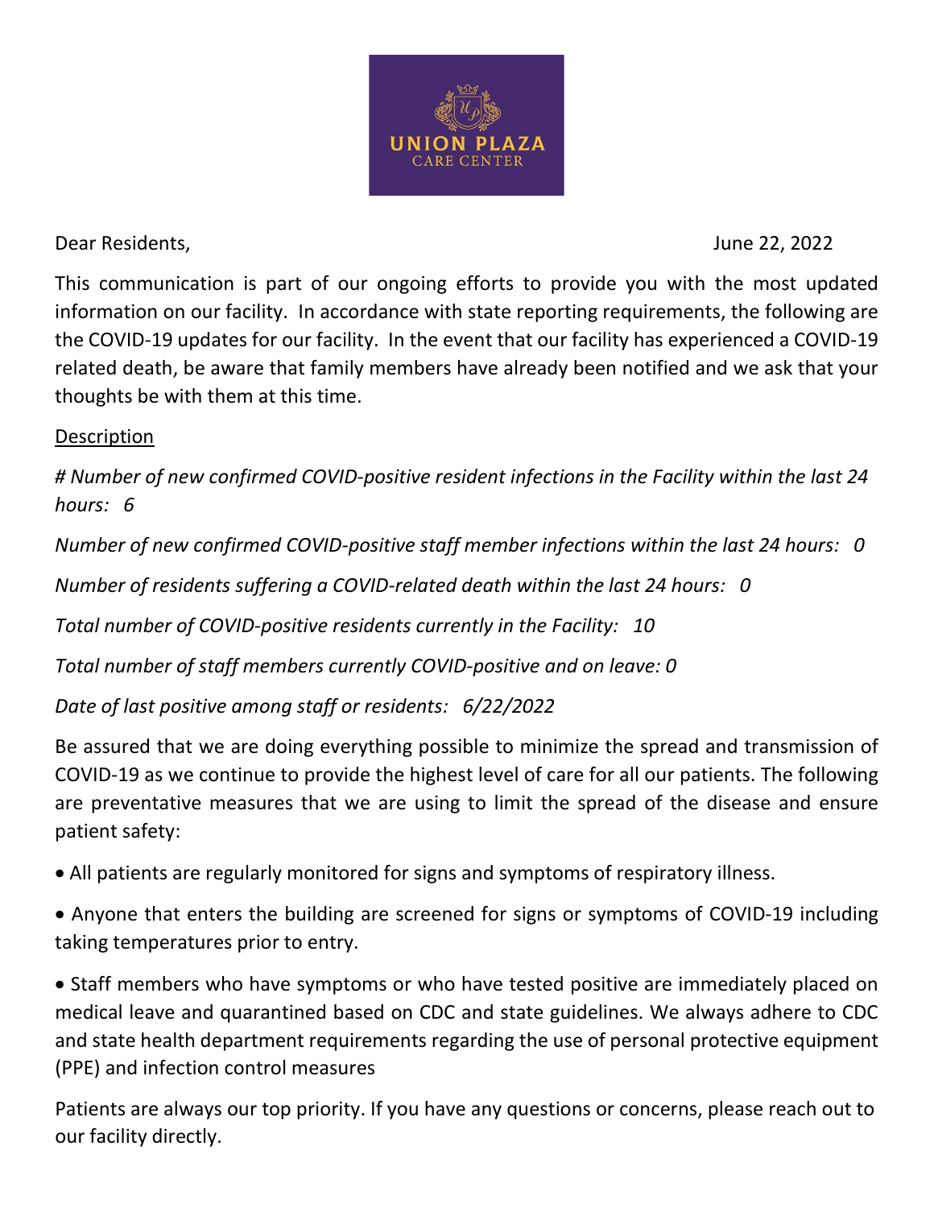UNION PLAZA
CARE CENTER

Dear Residents,

June 22, 2022

This communication is part of our ongoing efforts to provide you with the most updated information on our facility. In accordance with state reporting requirements, the following are the COVID-19 updates for our facility. In the event that our facility has experienced a COVID-19 related death, be aware that family members have already been notified and we ask that your thoughts be with them at this time.

Description

*# Number of new confirmed COVID-positive resident infections in the Facility within the last 24 hours: 6*

*Number of new confirmed COVID-positive staff member infections within the last 24 hours: 0*

*Number of residents suffering a COVID-related death within the last 24 hours: 0*

*Total number of COVID-positive residents currently in the Facility: 10*

*Total number of staff members currently COVID-positive and on leave: 0*

*Date of last positive among staff or residents: 6/22/2022*

Be assured that we are doing everything possible to minimize the spread and transmission of COVID-19 as we continue to provide the highest level of care for all our patients. The following are preventative measures that we are using to limit the spread of the disease and ensure patient safety:

- All patients are regularly monitored for signs and symptoms of respiratory illness.

- Anyone that enters the building are screened for signs or symptoms of COVID-19 including taking temperatures prior to entry.

- Staff members who have symptoms or who have tested positive are immediately placed on medical leave and quarantined based on CDC and state guidelines. We always adhere to CDC and state health department requirements regarding the use of personal protective equipment (PPE) and infection control measures

Patients are always our top priority. If you have any questions or concerns, please reach out to our facility directly.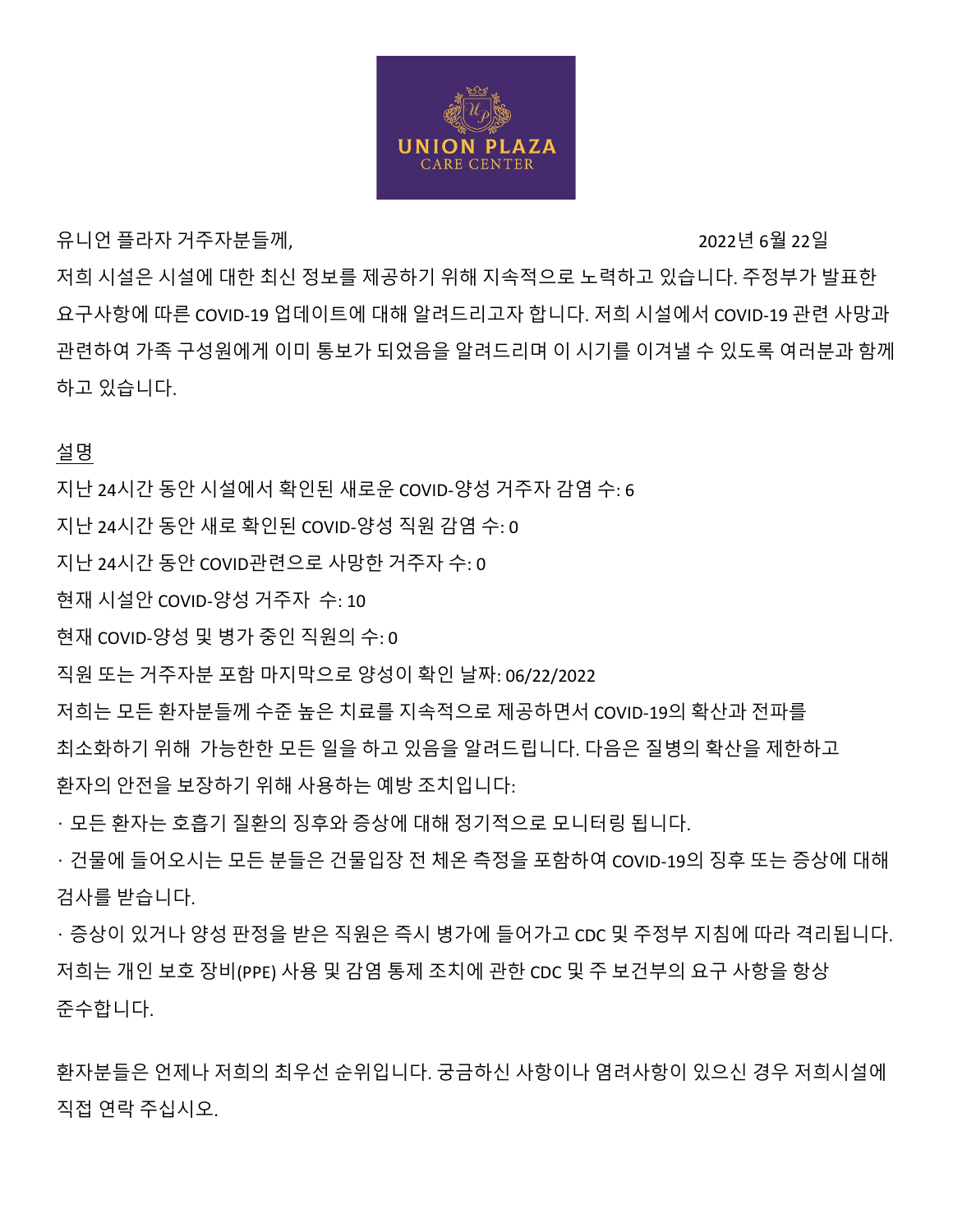UNION PLAZA
CARE CENTER

유니언 플라자 거주자분들께, 2022년 6월 22일

저희 시설은 시설에 대한 최신 정보를 제공하기 위해 지속적으로 노력하고 있습니다. 주정부가 발표한 요구사항에 따른 COVID-19 업데이트에 대해 알려드리고자 합니다. 저희 시설에서 COVID-19 관련 사망과 관련하여 가족 구성원에게 이미 통보가 되었음을 알려드리며 이 시기를 이겨낼 수 있도록 여러분과 함께 하고 있습니다.

<u>설명</u>

지난 24시간 동안 시설에서 확인된 새로운 COVID-양성 거주자 감염 수: 6

지난 24시간 동안 새로 확인된 COVID-양성 직원 감염 수: 0

지난 24시간 동안 COVID관련으로 사망한 거주자 수: 0

현재 시설안 COVID-양성 거주자 수: 10

현재 COVID-양성 및 병가 중인 직원의 수: 0

직원 또는 거주자분 포함 마지막으로 양성이 확인 날짜: 06/22/2022

저희는 모든 환자분들께 수준 높은 치료를 지속적으로 제공하면서 COVID-19의 확산과 전파를 최소화하기 위해 가능한 모든 일을 하고 있음을 알려드립니다. 다음은 질병의 확산을 제한하고 환자의 안전을 보장하기 위해 사용하는 예방 조치입니다:

- 모든 환자는 호흡기 질환의 징후와 증상에 대해 정기적으로 모니터링 됩니다.
- 건물에 들어오시는 모든 분들은 건물입장 전 체온 측정을 포함하여 COVID-19의 징후 또는 증상에 대해 검사를 받습니다.
- 증상이 있거나 양성 판정을 받은 직원은 즉시 병가에 들어가고 CDC 및 주정부 지침에 따라 격리됩니다.

저희는 개인 보호 장비(PPE) 사용 및 감염 통제 조치에 관한 CDC 및 주 보건부의 요구 사항을 항상 준수합니다.

환자분들은 언제나 저희의 최우선 순위입니다. 궁금하신 사항이나 염려사항이 있으신 경우 저희시설에 직접 연락 주십시오.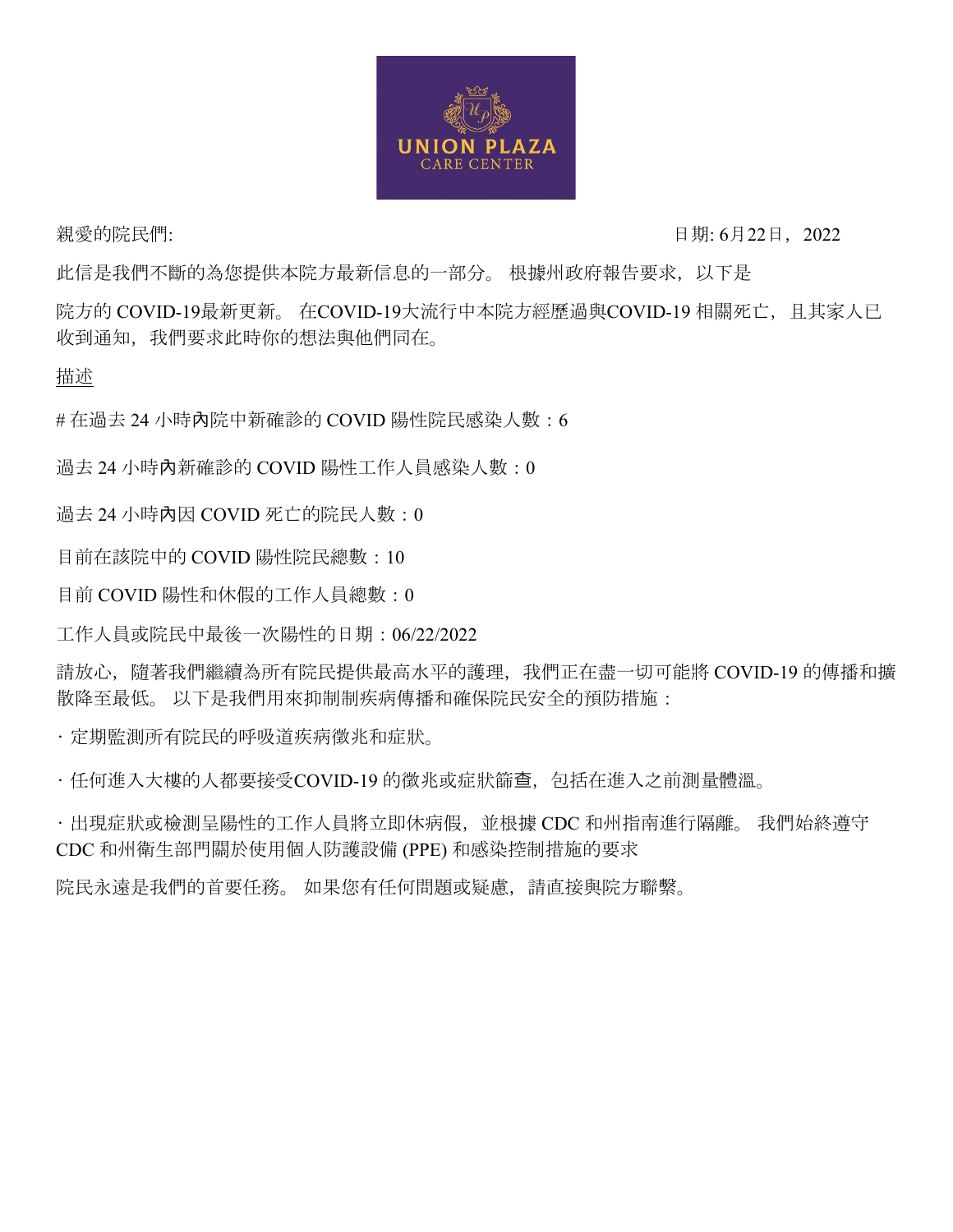UNION PLAZA
CARE CENTER

親愛的院民們: 日期: 6月22日，2022

此信是我們不斷的為您提供本院方最新信息的一部分。 根據州政府報告要求，以下是

院方的 COVID-19最新更新。 在COVID-19大流行中本院方經歷過與COVID-19 相關死亡，且其家人已收到通知，我們要求此時你的想法與他們同在。

描述

# 在過去 24 小時內院中新確診的 COVID 陽性院民感染人數：6

過去 24 小時內新確診的 COVID 陽性工作人員感染人數：0

過去 24 小時內因 COVID 死亡的院民人數：0

目前在該院中的 COVID 陽性院民總數：10

目前 COVID 陽性和休假的工作人員總數：0

工作人員或院民中最後一次陽性的日期：06/22/2022

請放心，隨著我們繼續為所有院民提供最高水平的護理，我們正在盡一切可能將 COVID-19 的傳播和擴散降至最低。 以下是我們用來抑制制疾病傳播和確保院民安全的預防措施：

· 定期監測所有院民的呼吸道疾病徵兆和症狀。

· 任何進入大樓的人都要接受COVID-19 的徵兆或症狀篩查，包括在進入之前測量體溫。

· 出現症狀或檢測呈陽性的工作人員將立即休病假，並根據 CDC 和州指南進行隔離。 我們始終遵守 CDC 和州衛生部門關於使用個人防護設備 (PPE) 和感染控制措施的要求

院民永遠是我們的首要任務。 如果您有任何問題或疑慮，請直接與院方聯繫。